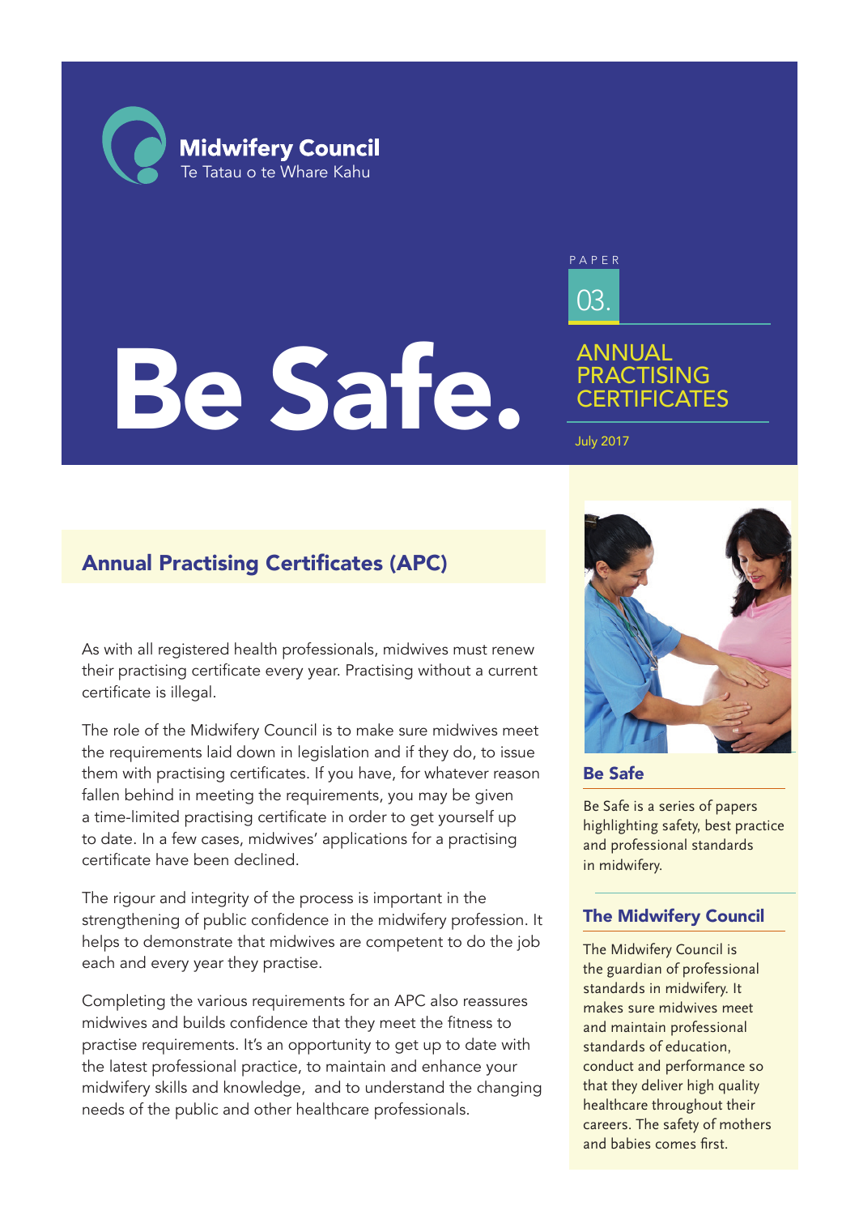Midwifery Council
Te Tatau o te Whare Kahu

# Be Safe.

PAPER 03.

ANNUAL PRACTISING CERTIFICATES

July 2017

## Annual Practising Certificates (APC)

As with all registered health professionals, midwives must renew their practising certificate every year. Practising without a current certificate is illegal.

The role of the Midwifery Council is to make sure midwives meet the requirements laid down in legislation and if they do, to issue them with practising certificates. If you have, for whatever reason fallen behind in meeting the requirements, you may be given a time-limited practising certificate in order to get yourself up to date. In a few cases, midwives' applications for a practising certificate have been declined.

The rigour and integrity of the process is important in the strengthening of public confidence in the midwifery profession. It helps to demonstrate that midwives are competent to do the job each and every year they practise.

Completing the various requirements for an APC also reassures midwives and builds confidence that they meet the fitness to practise requirements. It's an opportunity to get up to date with the latest professional practice, to maintain and enhance your midwifery skills and knowledge, and to understand the changing needs of the public and other healthcare professionals.

### Be Safe

Be Safe is a series of papers highlighting safety, best practice and professional standards in midwifery.

### The Midwifery Council

The Midwifery Council is the guardian of professional standards in midwifery. It makes sure midwives meet and maintain professional standards of education, conduct and performance so that they deliver high quality healthcare throughout their careers. The safety of mothers and babies comes first.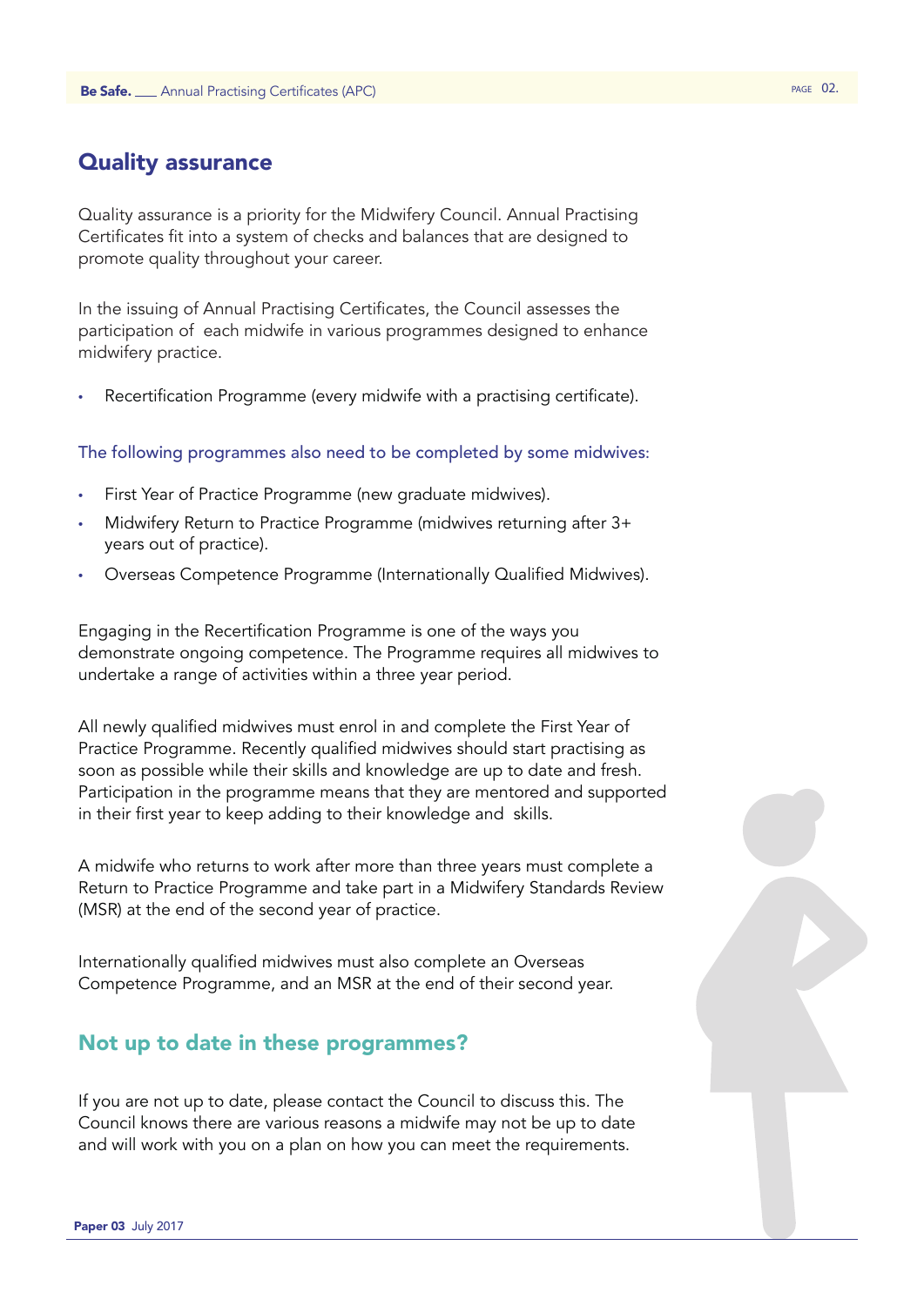## Quality assurance

Quality assurance is a priority for the Midwifery Council. Annual Practising Certificates fit into a system of checks and balances that are designed to promote quality throughout your career.

In the issuing of Annual Practising Certificates, the Council assesses the participation of each midwife in various programmes designed to enhance midwifery practice.

- Recertification Programme (every midwife with a practising certificate).

The following programmes also need to be completed by some midwives:

- First Year of Practice Programme (new graduate midwives).
- Midwifery Return to Practice Programme (midwives returning after 3+ years out of practice).
- Overseas Competence Programme (Internationally Qualified Midwives).

Engaging in the Recertification Programme is one of the ways you demonstrate ongoing competence. The Programme requires all midwives to undertake a range of activities within a three year period.

All newly qualified midwives must enrol in and complete the First Year of Practice Programme. Recently qualified midwives should start practising as soon as possible while their skills and knowledge are up to date and fresh. Participation in the programme means that they are mentored and supported in their first year to keep adding to their knowledge and skills.

A midwife who returns to work after more than three years must complete a Return to Practice Programme and take part in a Midwifery Standards Review (MSR) at the end of the second year of practice.

Internationally qualified midwives must also complete an Overseas Competence Programme, and an MSR at the end of their second year.

## Not up to date in these programmes?

If you are not up to date, please contact the Council to discuss this. The Council knows there are various reasons a midwife may not be up to date and will work with you on a plan on how you can meet the requirements.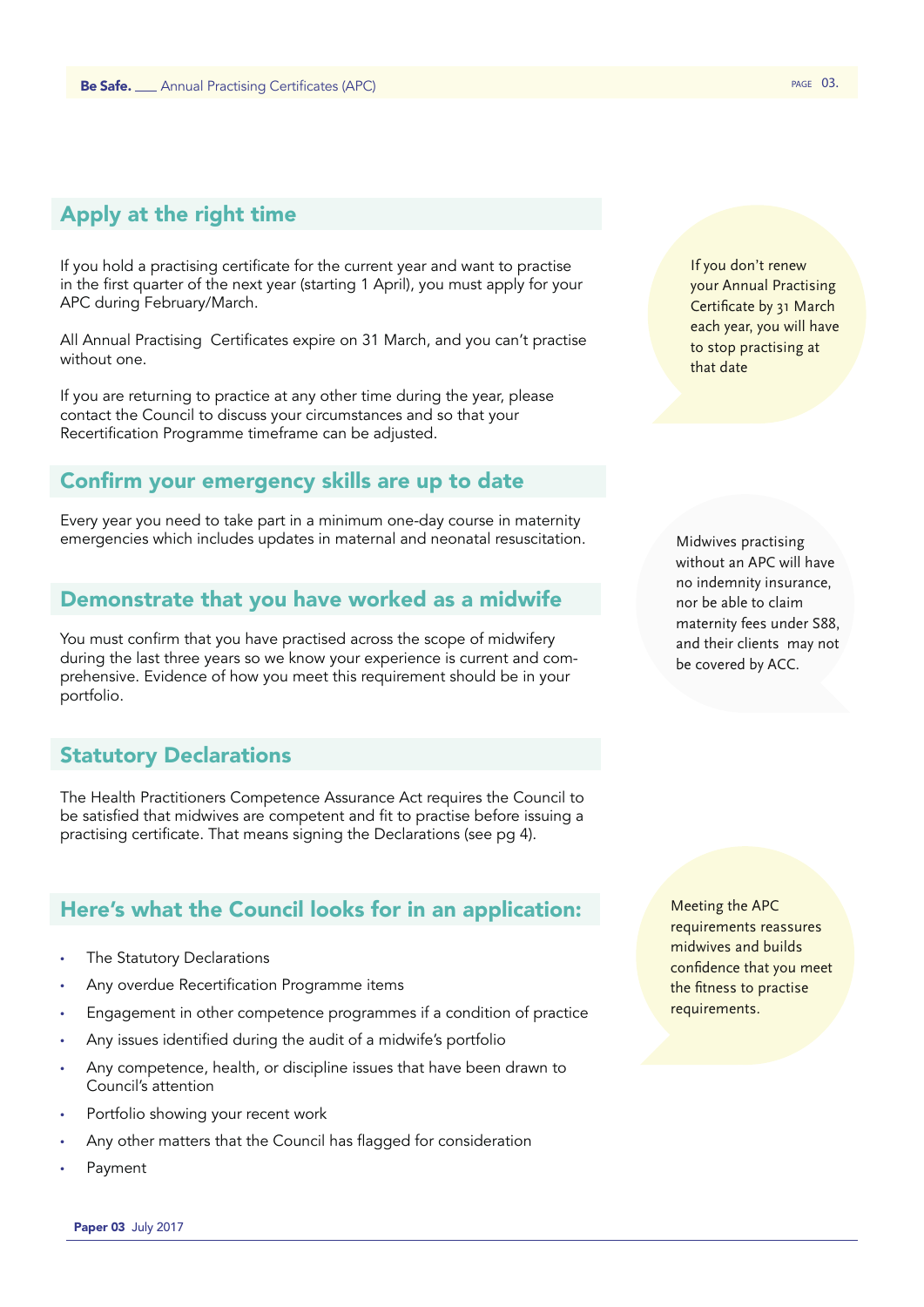## Apply at the right time

If you hold a practising certificate for the current year and want to practise in the first quarter of the next year (starting 1 April), you must apply for your APC during February/March.

All Annual Practising Certificates expire on 31 March, and you can't practise without one.

If you are returning to practice at any other time during the year, please contact the Council to discuss your circumstances and so that your Recertification Programme timeframe can be adjusted.

> If you don't renew your Annual Practising Certificate by 31 March each year, you will have to stop practising at that date

## Confirm your emergency skills are up to date

Every year you need to take part in a minimum one-day course in maternity emergencies which includes updates in maternal and neonatal resuscitation.

> Midwives practising without an APC will have no indemnity insurance, nor be able to claim maternity fees under S88, and their clients may not be covered by ACC.

## Demonstrate that you have worked as a midwife

You must confirm that you have practised across the scope of midwifery during the last three years so we know your experience is current and comprehensive. Evidence of how you meet this requirement should be in your portfolio.

## Statutory Declarations

The Health Practitioners Competence Assurance Act requires the Council to be satisfied that midwives are competent and fit to practise before issuing a practising certificate. That means signing the Declarations (see pg 4).

## Here's what the Council looks for in an application:

- The Statutory Declarations
- Any overdue Recertification Programme items
- Engagement in other competence programmes if a condition of practice
- Any issues identified during the audit of a midwife's portfolio
- Any competence, health, or discipline issues that have been drawn to Council's attention
- Portfolio showing your recent work
- Any other matters that the Council has flagged for consideration
- Payment

> Meeting the APC requirements reassures midwives and builds confidence that you meet the fitness to practise requirements.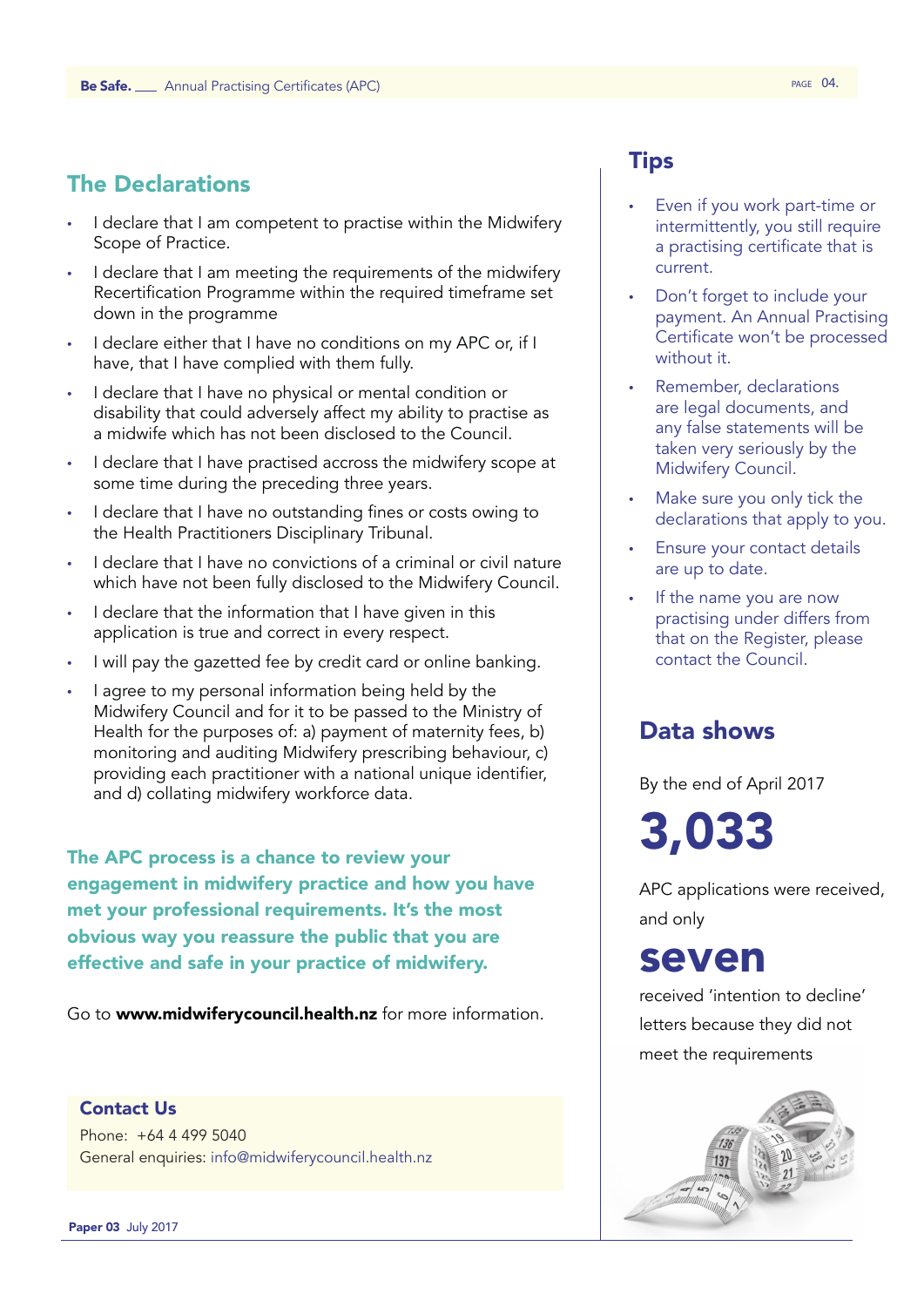## The Declarations

- I declare that I am competent to practise within the Midwifery Scope of Practice.
- I declare that I am meeting the requirements of the midwifery Recertification Programme within the required timeframe set down in the programme
- I declare either that I have no conditions on my APC or, if I have, that I have complied with them fully.
- I declare that I have no physical or mental condition or disability that could adversely affect my ability to practise as a midwife which has not been disclosed to the Council.
- I declare that I have practised accross the midwifery scope at some time during the preceding three years.
- I declare that I have no outstanding fines or costs owing to the Health Practitioners Disciplinary Tribunal.
- I declare that I have no convictions of a criminal or civil nature which have not been fully disclosed to the Midwifery Council.
- I declare that the information that I have given in this application is true and correct in every respect.
- I will pay the gazetted fee by credit card or online banking.
- I agree to my personal information being held by the Midwifery Council and for it to be passed to the Ministry of Health for the purposes of: a) payment of maternity fees, b) monitoring and auditing Midwifery prescribing behaviour, c) providing each practitioner with a national unique identifier, and d) collating midwifery workforce data.

**The APC process is a chance to review your engagement in midwifery practice and how you have met your professional requirements. It's the most obvious way you reassure the public that you are effective and safe in your practice of midwifery.**

Go to **www.midwiferycouncil.health.nz** for more information.

### Contact Us

Phone: +64 4 499 5040
General enquiries: info@midwiferycouncil.health.nz

## Tips

- Even if you work part-time or intermittently, you still require a practising certificate that is current.
- Don't forget to include your payment. An Annual Practising Certificate won't be processed without it.
- Remember, declarations are legal documents, and any false statements will be taken very seriously by the Midwifery Council.
- Make sure you only tick the declarations that apply to you.
- Ensure your contact details are up to date.
- If the name you are now practising under differs from that on the Register, please contact the Council.

## Data shows

By the end of April 2017

**3,033**

APC applications were received, and only

**seven**

received 'intention to decline' letters because they did not meet the requirements